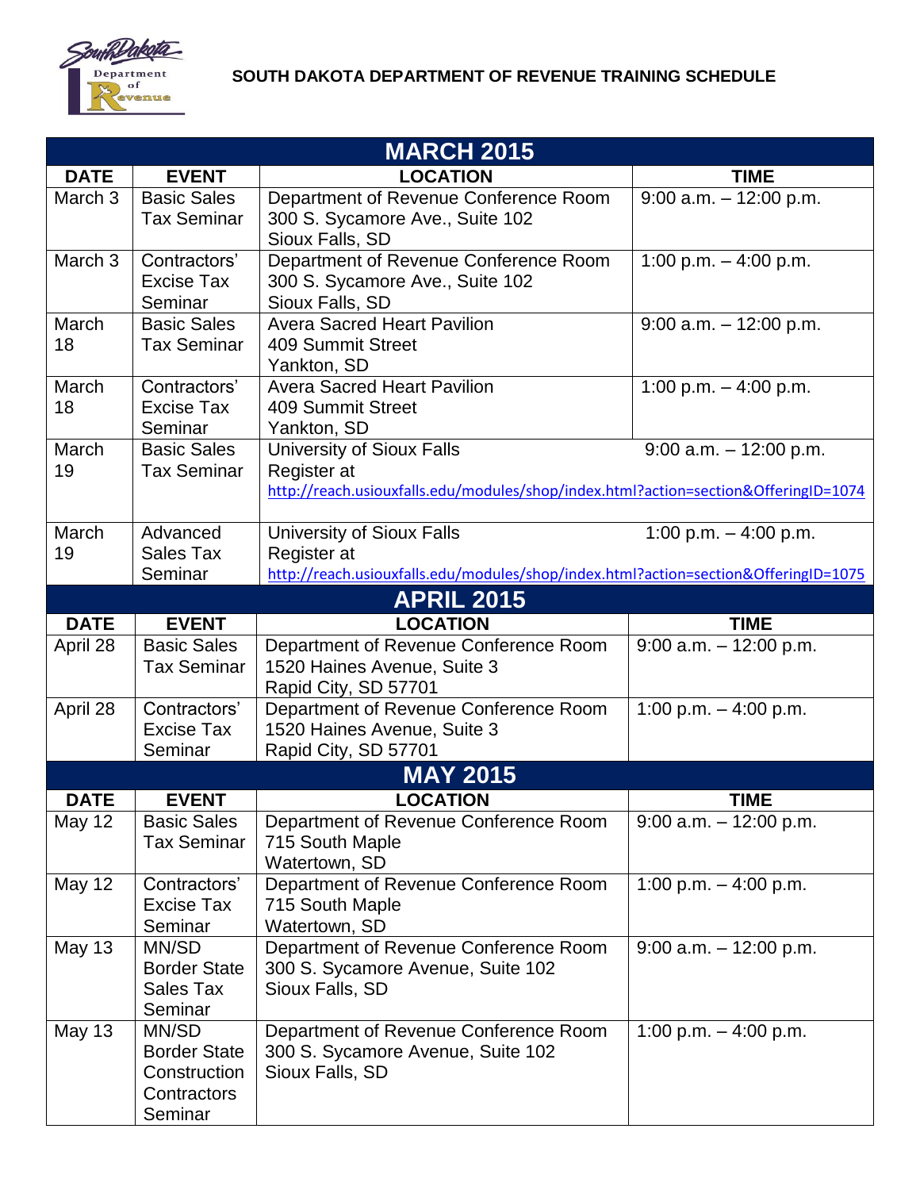# SOUTH DAKOTA DEPARTMENT OF REVENUE TRAINING SCHEDULE

## MARCH 2015

| DATE | EVENT | LOCATION | TIME |
|---|---|---|---|
| March 3 | Basic Sales Tax Seminar | Department of Revenue Conference Room<br>300 S. Sycamore Ave., Suite 102<br>Sioux Falls, SD | 9:00 a.m. – 12:00 p.m. |
| March 3 | Contractors' Excise Tax Seminar | Department of Revenue Conference Room<br>300 S. Sycamore Ave., Suite 102<br>Sioux Falls, SD | 1:00 p.m. – 4:00 p.m. |
| March 18 | Basic Sales Tax Seminar | Avera Sacred Heart Pavilion<br>409 Summit Street<br>Yankton, SD | 9:00 a.m. – 12:00 p.m. |
| March 18 | Contractors' Excise Tax Seminar | Avera Sacred Heart Pavilion<br>409 Summit Street<br>Yankton, SD | 1:00 p.m. – 4:00 p.m. |
| March 19 | Basic Sales Tax Seminar | University of Sioux Falls<br>Register at<br>http://reach.usiouxfalls.edu/modules/shop/index.html?action=section&OfferingID=1074 | 9:00 a.m. – 12:00 p.m. |
| March 19 | Advanced Sales Tax Seminar | University of Sioux Falls<br>Register at<br>http://reach.usiouxfalls.edu/modules/shop/index.html?action=section&OfferingID=1075 | 1:00 p.m. – 4:00 p.m. |

## APRIL 2015

| DATE | EVENT | LOCATION | TIME |
|---|---|---|---|
| April 28 | Basic Sales Tax Seminar | Department of Revenue Conference Room<br>1520 Haines Avenue, Suite 3<br>Rapid City, SD 57701 | 9:00 a.m. – 12:00 p.m. |
| April 28 | Contractors' Excise Tax Seminar | Department of Revenue Conference Room<br>1520 Haines Avenue, Suite 3<br>Rapid City, SD 57701 | 1:00 p.m. – 4:00 p.m. |

## MAY 2015

| DATE | EVENT | LOCATION | TIME |
|---|---|---|---|
| May 12 | Basic Sales Tax Seminar | Department of Revenue Conference Room<br>715 South Maple<br>Watertown, SD | 9:00 a.m. – 12:00 p.m. |
| May 12 | Contractors' Excise Tax Seminar | Department of Revenue Conference Room<br>715 South Maple<br>Watertown, SD | 1:00 p.m. – 4:00 p.m. |
| May 13 | MN/SD Border State Sales Tax Seminar | Department of Revenue Conference Room<br>300 S. Sycamore Avenue, Suite 102<br>Sioux Falls, SD | 9:00 a.m. – 12:00 p.m. |
| May 13 | MN/SD Border State Construction Contractors Seminar | Department of Revenue Conference Room<br>300 S. Sycamore Avenue, Suite 102<br>Sioux Falls, SD | 1:00 p.m. – 4:00 p.m. |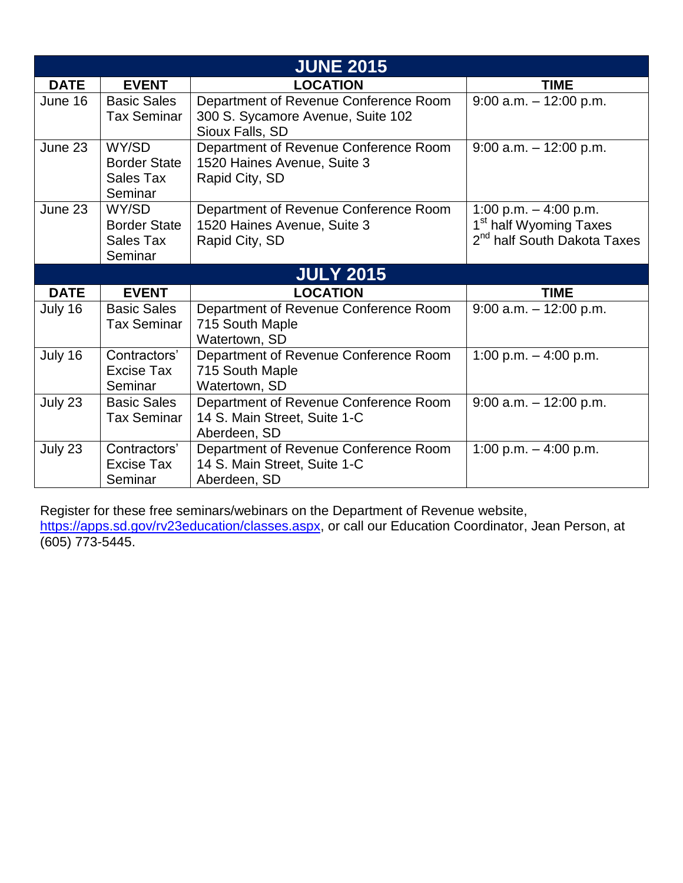| JUNE 2015 | | | |
|---|---|---|---|
| **DATE** | **EVENT** | **LOCATION** | **TIME** |
| June 16 | Basic Sales Tax Seminar | Department of Revenue Conference Room<br>300 S. Sycamore Avenue, Suite 102<br>Sioux Falls, SD | 9:00 a.m. – 12:00 p.m. |
| June 23 | WY/SD Border State Sales Tax Seminar | Department of Revenue Conference Room<br>1520 Haines Avenue, Suite 3<br>Rapid City, SD | 9:00 a.m. – 12:00 p.m. |
| June 23 | WY/SD Border State Sales Tax Seminar | Department of Revenue Conference Room<br>1520 Haines Avenue, Suite 3<br>Rapid City, SD | 1:00 p.m. – 4:00 p.m.<br>1st half Wyoming Taxes<br>2nd half South Dakota Taxes |
| **JULY 2015** | | | |
| **DATE** | **EVENT** | **LOCATION** | **TIME** |
| July 16 | Basic Sales Tax Seminar | Department of Revenue Conference Room<br>715 South Maple<br>Watertown, SD | 9:00 a.m. – 12:00 p.m. |
| July 16 | Contractors' Excise Tax Seminar | Department of Revenue Conference Room<br>715 South Maple<br>Watertown, SD | 1:00 p.m. – 4:00 p.m. |
| July 23 | Basic Sales Tax Seminar | Department of Revenue Conference Room<br>14 S. Main Street, Suite 1-C<br>Aberdeen, SD | 9:00 a.m. – 12:00 p.m. |
| July 23 | Contractors' Excise Tax Seminar | Department of Revenue Conference Room<br>14 S. Main Street, Suite 1-C<br>Aberdeen, SD | 1:00 p.m. – 4:00 p.m. |

Register for these free seminars/webinars on the Department of Revenue website, https://apps.sd.gov/rv23education/classes.aspx, or call our Education Coordinator, Jean Person, at (605) 773-5445.